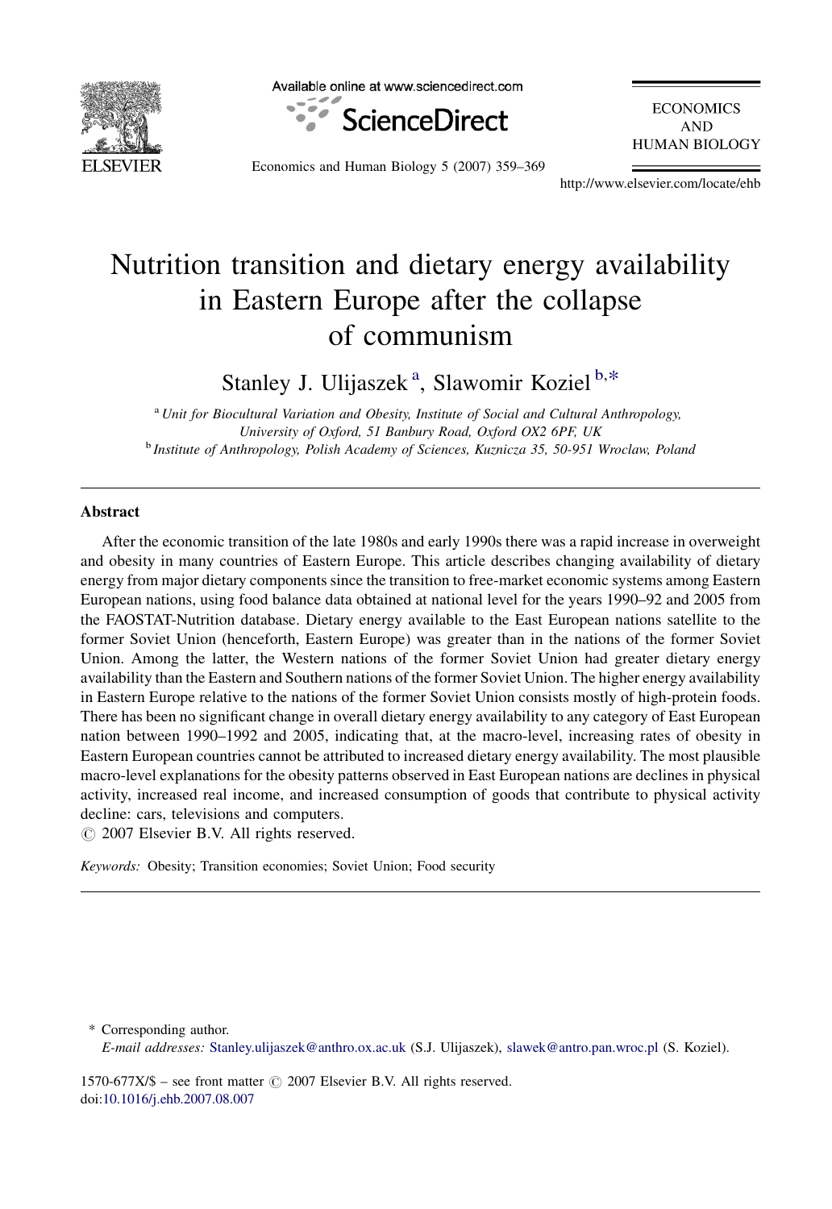# Nutrition transition and dietary energy availability in Eastern Europe after the collapse of communism

Stanley J. Ulijaszek [a], Slawomir Koziel [b,*]

[a] *Unit for Biocultural Variation and Obesity, Institute of Social and Cultural Anthropology, University of Oxford, 51 Banbury Road, Oxford OX2 6PF, UK*

[b] *Institute of Anthropology, Polish Academy of Sciences, Kuznicza 35, 50-951 Wroclaw, Poland*

## Abstract

After the economic transition of the late 1980s and early 1990s there was a rapid increase in overweight and obesity in many countries of Eastern Europe. This article describes changing availability of dietary energy from major dietary components since the transition to free-market economic systems among Eastern European nations, using food balance data obtained at national level for the years 1990–92 and 2005 from the FAOSTAT-Nutrition database. Dietary energy available to the East European nations satellite to the former Soviet Union (henceforth, Eastern Europe) was greater than in the nations of the former Soviet Union. Among the latter, the Western nations of the former Soviet Union had greater dietary energy availability than the Eastern and Southern nations of the former Soviet Union. The higher energy availability in Eastern Europe relative to the nations of the former Soviet Union consists mostly of high-protein foods. There has been no significant change in overall dietary energy availability to any category of East European nation between 1990–1992 and 2005, indicating that, at the macro-level, increasing rates of obesity in Eastern European countries cannot be attributed to increased dietary energy availability. The most plausible macro-level explanations for the obesity patterns observed in East European nations are declines in physical activity, increased real income, and increased consumption of goods that contribute to physical activity decline: cars, televisions and computers.

© 2007 Elsevier B.V. All rights reserved.

*Keywords:* Obesity; Transition economies; Soviet Union; Food security

---

\* Corresponding author.
*E-mail addresses:* Stanley.ulijaszek@anthro.ox.ac.uk (S.J. Ulijaszek), slawek@antro.pan.wroc.pl (S. Koziel).

1570-677X/$ – see front matter © 2007 Elsevier B.V. All rights reserved.
doi:10.1016/j.ehb.2007.08.007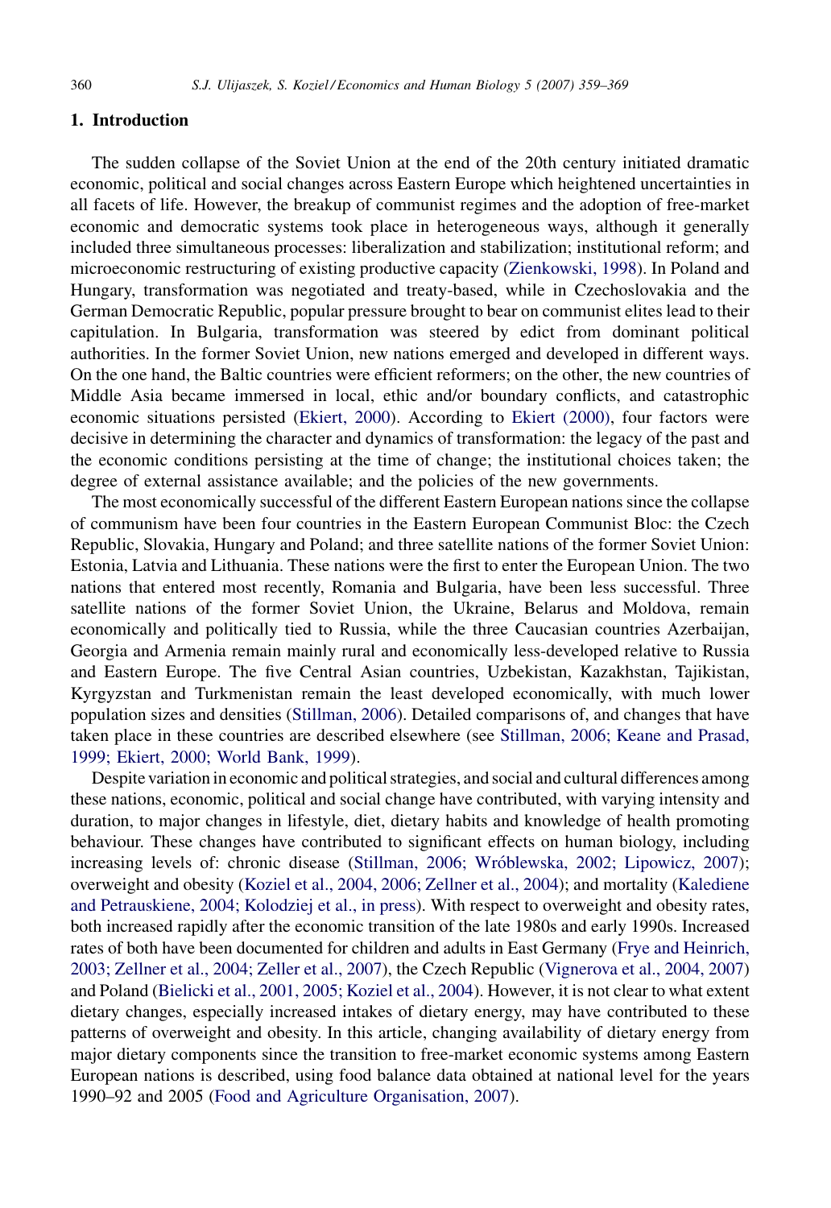## 1. Introduction

The sudden collapse of the Soviet Union at the end of the 20th century initiated dramatic economic, political and social changes across Eastern Europe which heightened uncertainties in all facets of life. However, the breakup of communist regimes and the adoption of free-market economic and democratic systems took place in heterogeneous ways, although it generally included three simultaneous processes: liberalization and stabilization; institutional reform; and microeconomic restructuring of existing productive capacity (Zienkowski, 1998). In Poland and Hungary, transformation was negotiated and treaty-based, while in Czechoslovakia and the German Democratic Republic, popular pressure brought to bear on communist elites lead to their capitulation. In Bulgaria, transformation was steered by edict from dominant political authorities. In the former Soviet Union, new nations emerged and developed in different ways. On the one hand, the Baltic countries were efficient reformers; on the other, the new countries of Middle Asia became immersed in local, ethic and/or boundary conflicts, and catastrophic economic situations persisted (Ekiert, 2000). According to Ekiert (2000), four factors were decisive in determining the character and dynamics of transformation: the legacy of the past and the economic conditions persisting at the time of change; the institutional choices taken; the degree of external assistance available; and the policies of the new governments.

The most economically successful of the different Eastern European nations since the collapse of communism have been four countries in the Eastern European Communist Bloc: the Czech Republic, Slovakia, Hungary and Poland; and three satellite nations of the former Soviet Union: Estonia, Latvia and Lithuania. These nations were the first to enter the European Union. The two nations that entered most recently, Romania and Bulgaria, have been less successful. Three satellite nations of the former Soviet Union, the Ukraine, Belarus and Moldova, remain economically and politically tied to Russia, while the three Caucasian countries Azerbaijan, Georgia and Armenia remain mainly rural and economically less-developed relative to Russia and Eastern Europe. The five Central Asian countries, Uzbekistan, Kazakhstan, Tajikistan, Kyrgyzstan and Turkmenistan remain the least developed economically, with much lower population sizes and densities (Stillman, 2006). Detailed comparisons of, and changes that have taken place in these countries are described elsewhere (see Stillman, 2006; Keane and Prasad, 1999; Ekiert, 2000; World Bank, 1999).

Despite variation in economic and political strategies, and social and cultural differences among these nations, economic, political and social change have contributed, with varying intensity and duration, to major changes in lifestyle, diet, dietary habits and knowledge of health promoting behaviour. These changes have contributed to significant effects on human biology, including increasing levels of: chronic disease (Stillman, 2006; Wróblewska, 2002; Lipowicz, 2007); overweight and obesity (Koziel et al., 2004, 2006; Zellner et al., 2004); and mortality (Kalediene and Petrauskiene, 2004; Kolodziej et al., in press). With respect to overweight and obesity rates, both increased rapidly after the economic transition of the late 1980s and early 1990s. Increased rates of both have been documented for children and adults in East Germany (Frye and Heinrich, 2003; Zellner et al., 2004; Zeller et al., 2007), the Czech Republic (Vignerova et al., 2004, 2007) and Poland (Bielicki et al., 2001, 2005; Koziel et al., 2004). However, it is not clear to what extent dietary changes, especially increased intakes of dietary energy, may have contributed to these patterns of overweight and obesity. In this article, changing availability of dietary energy from major dietary components since the transition to free-market economic systems among Eastern European nations is described, using food balance data obtained at national level for the years 1990–92 and 2005 (Food and Agriculture Organisation, 2007).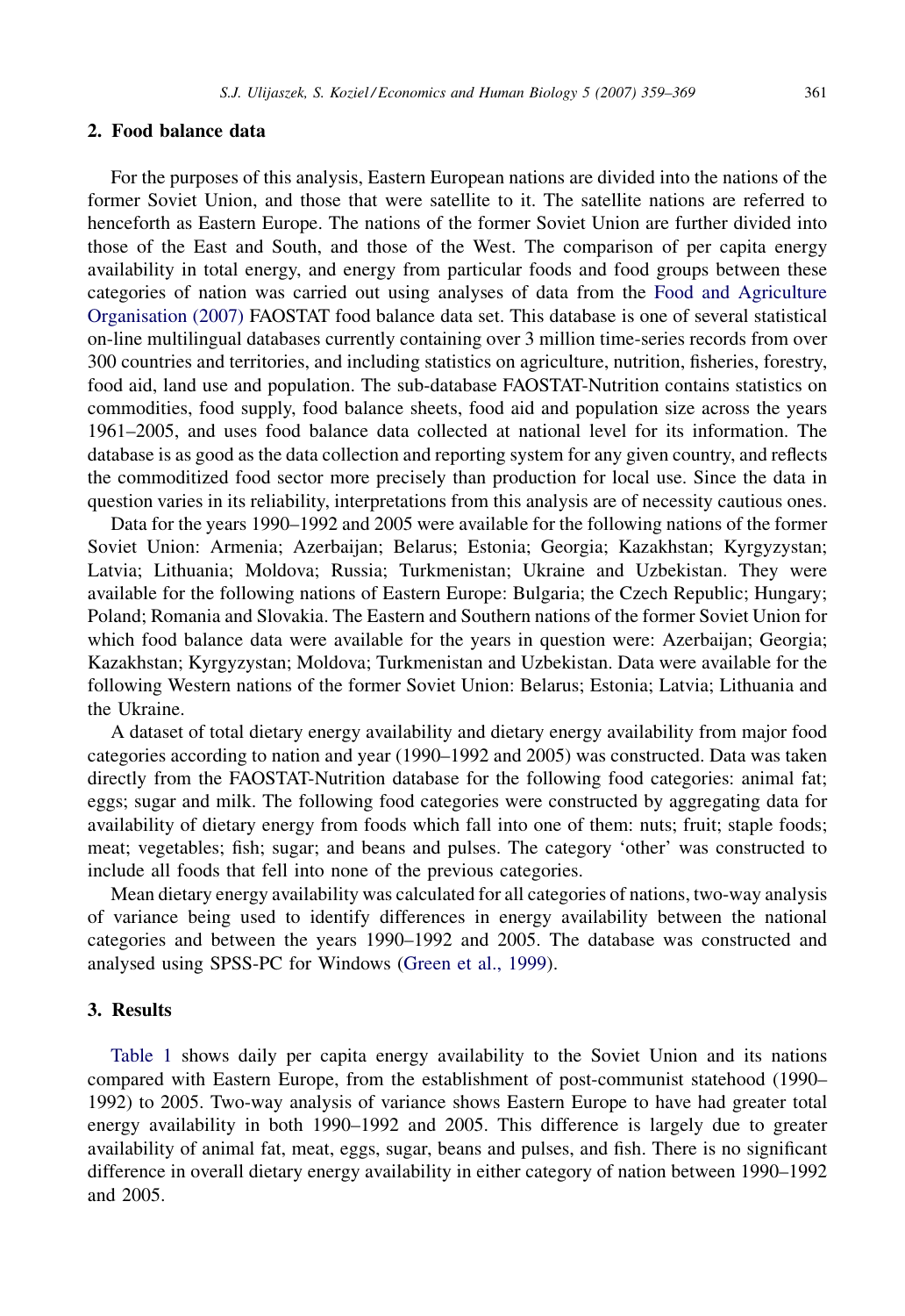## 2. Food balance data

For the purposes of this analysis, Eastern European nations are divided into the nations of the former Soviet Union, and those that were satellite to it. The satellite nations are referred to henceforth as Eastern Europe. The nations of the former Soviet Union are further divided into those of the East and South, and those of the West. The comparison of per capita energy availability in total energy, and energy from particular foods and food groups between these categories of nation was carried out using analyses of data from the Food and Agriculture Organisation (2007) FAOSTAT food balance data set. This database is one of several statistical on-line multilingual databases currently containing over 3 million time-series records from over 300 countries and territories, and including statistics on agriculture, nutrition, fisheries, forestry, food aid, land use and population. The sub-database FAOSTAT-Nutrition contains statistics on commodities, food supply, food balance sheets, food aid and population size across the years 1961–2005, and uses food balance data collected at national level for its information. The database is as good as the data collection and reporting system for any given country, and reflects the commoditized food sector more precisely than production for local use. Since the data in question varies in its reliability, interpretations from this analysis are of necessity cautious ones.

Data for the years 1990–1992 and 2005 were available for the following nations of the former Soviet Union: Armenia; Azerbaijan; Belarus; Estonia; Georgia; Kazakhstan; Kyrgyzstan; Latvia; Lithuania; Moldova; Russia; Turkmenistan; Ukraine and Uzbekistan. They were available for the following nations of Eastern Europe: Bulgaria; the Czech Republic; Hungary; Poland; Romania and Slovakia. The Eastern and Southern nations of the former Soviet Union for which food balance data were available for the years in question were: Azerbaijan; Georgia; Kazakhstan; Kyrgyzstan; Moldova; Turkmenistan and Uzbekistan. Data were available for the following Western nations of the former Soviet Union: Belarus; Estonia; Latvia; Lithuania and the Ukraine.

A dataset of total dietary energy availability and dietary energy availability from major food categories according to nation and year (1990–1992 and 2005) was constructed. Data was taken directly from the FAOSTAT-Nutrition database for the following food categories: animal fat; eggs; sugar and milk. The following food categories were constructed by aggregating data for availability of dietary energy from foods which fall into one of them: nuts; fruit; staple foods; meat; vegetables; fish; sugar; and beans and pulses. The category 'other' was constructed to include all foods that fell into none of the previous categories.

Mean dietary energy availability was calculated for all categories of nations, two-way analysis of variance being used to identify differences in energy availability between the national categories and between the years 1990–1992 and 2005. The database was constructed and analysed using SPSS-PC for Windows (Green et al., 1999).

## 3. Results

Table 1 shows daily per capita energy availability to the Soviet Union and its nations compared with Eastern Europe, from the establishment of post-communist statehood (1990–1992) to 2005. Two-way analysis of variance shows Eastern Europe to have had greater total energy availability in both 1990–1992 and 2005. This difference is largely due to greater availability of animal fat, meat, eggs, sugar, beans and pulses, and fish. There is no significant difference in overall dietary energy availability in either category of nation between 1990–1992 and 2005.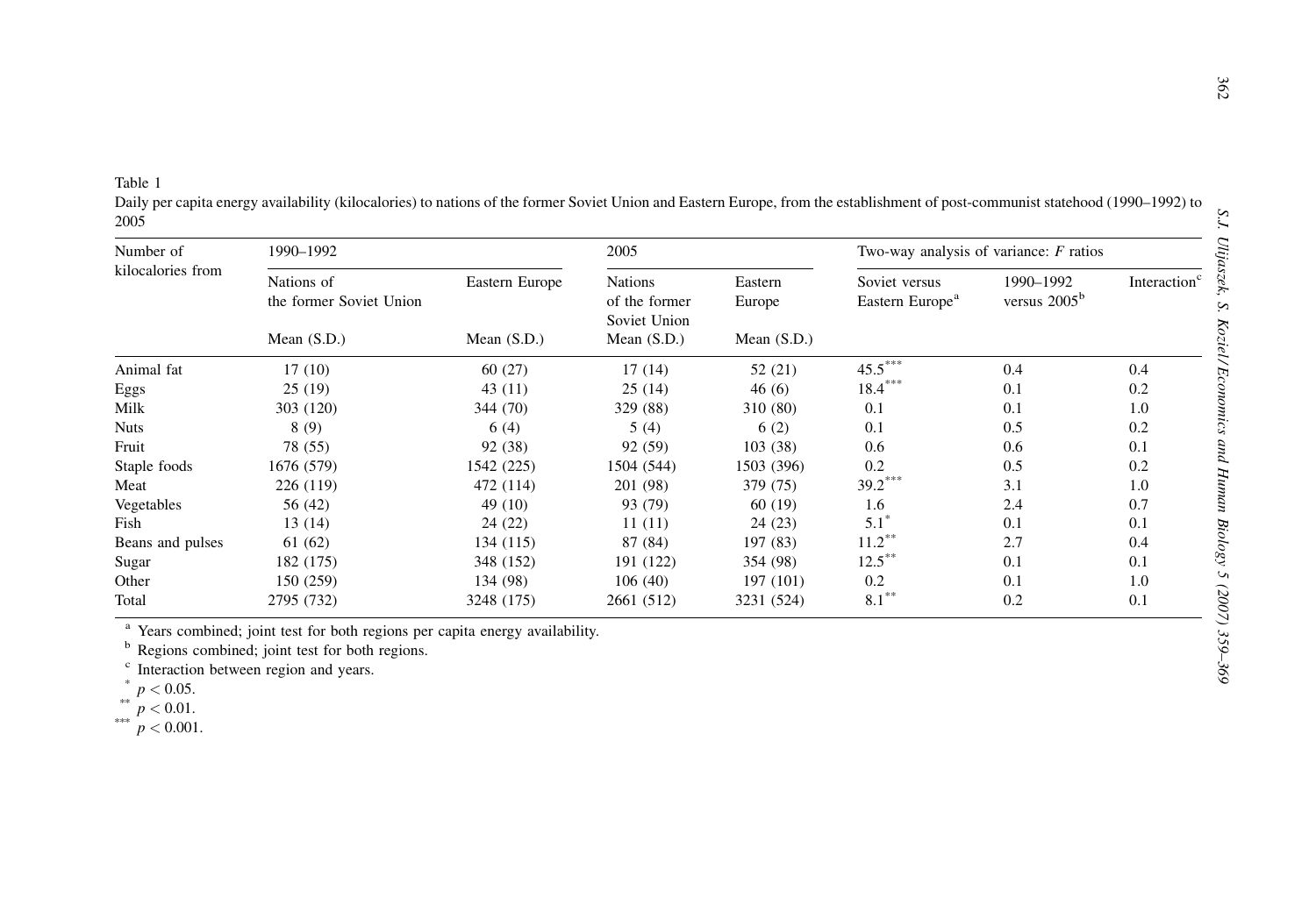Table 1

Daily per capita energy availability (kilocalories) to nations of the former Soviet Union and Eastern Europe, from the establishment of post-communist statehood (1990–1992) to 2005

| Number of kilocalories from | 1990–1992 | | 2005 | | Two-way analysis of variance: $F$ ratios | | |
|---|---|---|---|---|---|---|---|
| | Nations of the former Soviet Union | Eastern Europe | Nations of the former Soviet Union | Eastern Europe | Soviet versus Eastern Europe[a] | 1990–1992 versus 2005[b] | Interaction[c] |
| | Mean (S.D.) | Mean (S.D.) | Mean (S.D.) | Mean (S.D.) | | | |
| Animal fat | 17 (10) | 60 (27) | 17 (14) | 52 (21) | 45.5*** | 0.4 | 0.4 |
| Eggs | 25 (19) | 43 (11) | 25 (14) | 46 (6) | 18.4*** | 0.1 | 0.2 |
| Milk | 303 (120) | 344 (70) | 329 (88) | 310 (80) | 0.1 | 0.1 | 1.0 |
| Nuts | 8 (9) | 6 (4) | 5 (4) | 6 (2) | 0.1 | 0.5 | 0.2 |
| Fruit | 78 (55) | 92 (38) | 92 (59) | 103 (38) | 0.6 | 0.6 | 0.1 |
| Staple foods | 1676 (579) | 1542 (225) | 1504 (544) | 1503 (396) | 0.2 | 0.5 | 0.2 |
| Meat | 226 (119) | 472 (114) | 201 (98) | 379 (75) | 39.2*** | 3.1 | 1.0 |
| Vegetables | 56 (42) | 49 (10) | 93 (79) | 60 (19) | 1.6 | 2.4 | 0.7 |
| Fish | 13 (14) | 24 (22) | 11 (11) | 24 (23) | 5.1* | 0.1 | 0.1 |
| Beans and pulses | 61 (62) | 134 (115) | 87 (84) | 197 (83) | 11.2** | 2.7 | 0.4 |
| Sugar | 182 (175) | 348 (152) | 191 (122) | 354 (98) | 12.5** | 0.1 | 0.1 |
| Other | 150 (259) | 134 (98) | 106 (40) | 197 (101) | 0.2 | 0.1 | 1.0 |
| Total | 2795 (732) | 3248 (175) | 2661 (512) | 3231 (524) | 8.1** | 0.2 | 0.1 |

[a] Years combined; joint test for both regions per capita energy availability.

[b] Regions combined; joint test for both regions.

[c] Interaction between region and years.

\* $p < 0.05$.

\*\* $p < 0.01$.

\*\*\* $p < 0.001$.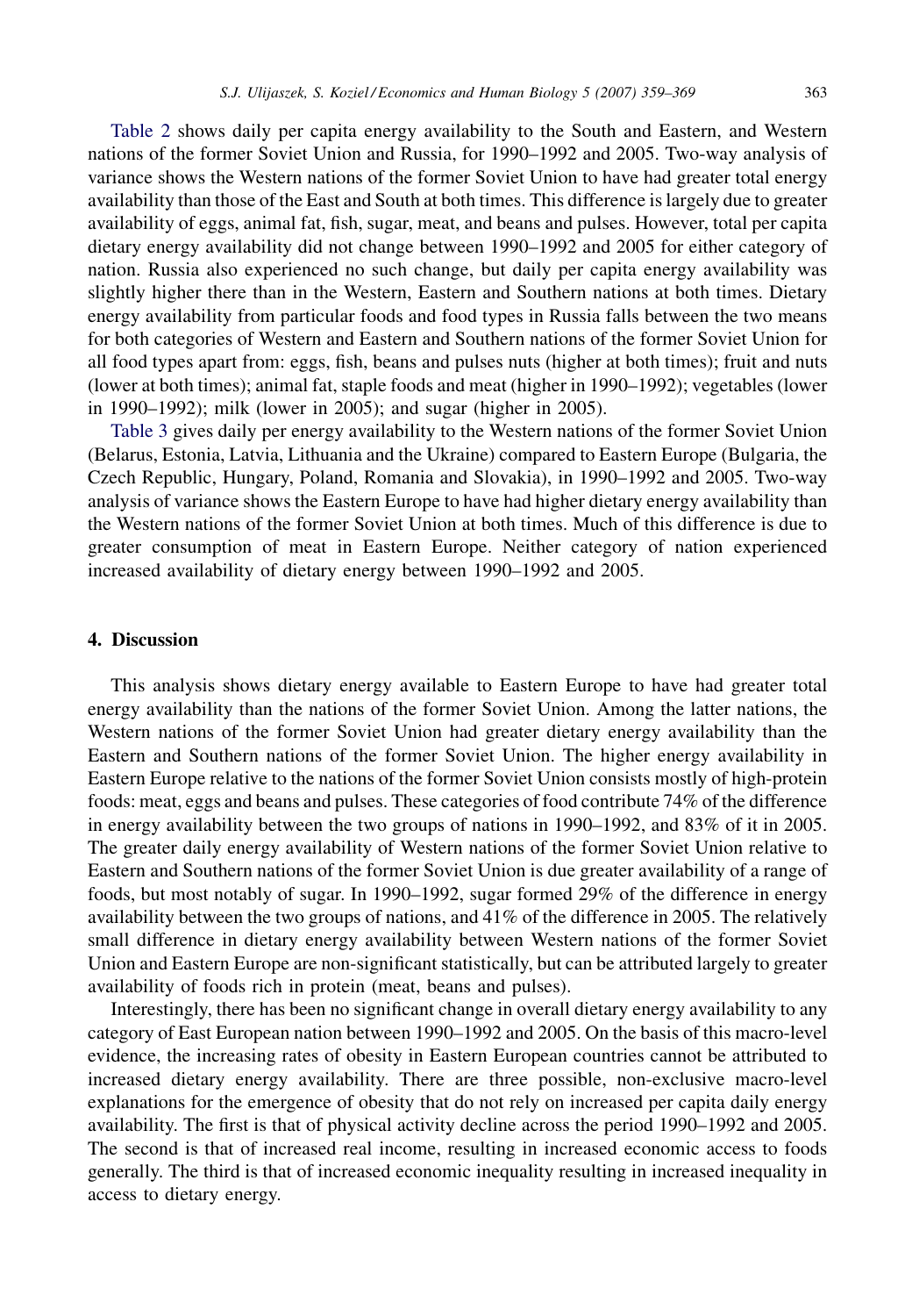Table 2 shows daily per capita energy availability to the South and Eastern, and Western nations of the former Soviet Union and Russia, for 1990–1992 and 2005. Two-way analysis of variance shows the Western nations of the former Soviet Union to have had greater total energy availability than those of the East and South at both times. This difference is largely due to greater availability of eggs, animal fat, fish, sugar, meat, and beans and pulses. However, total per capita dietary energy availability did not change between 1990–1992 and 2005 for either category of nation. Russia also experienced no such change, but daily per capita energy availability was slightly higher there than in the Western, Eastern and Southern nations at both times. Dietary energy availability from particular foods and food types in Russia falls between the two means for both categories of Western and Eastern and Southern nations of the former Soviet Union for all food types apart from: eggs, fish, beans and pulses nuts (higher at both times); fruit and nuts (lower at both times); animal fat, staple foods and meat (higher in 1990–1992); vegetables (lower in 1990–1992); milk (lower in 2005); and sugar (higher in 2005).

Table 3 gives daily per energy availability to the Western nations of the former Soviet Union (Belarus, Estonia, Latvia, Lithuania and the Ukraine) compared to Eastern Europe (Bulgaria, the Czech Republic, Hungary, Poland, Romania and Slovakia), in 1990–1992 and 2005. Two-way analysis of variance shows the Eastern Europe to have had higher dietary energy availability than the Western nations of the former Soviet Union at both times. Much of this difference is due to greater consumption of meat in Eastern Europe. Neither category of nation experienced increased availability of dietary energy between 1990–1992 and 2005.

## 4. Discussion

This analysis shows dietary energy available to Eastern Europe to have had greater total energy availability than the nations of the former Soviet Union. Among the latter nations, the Western nations of the former Soviet Union had greater dietary energy availability than the Eastern and Southern nations of the former Soviet Union. The higher energy availability in Eastern Europe relative to the nations of the former Soviet Union consists mostly of high-protein foods: meat, eggs and beans and pulses. These categories of food contribute 74% of the difference in energy availability between the two groups of nations in 1990–1992, and 83% of it in 2005. The greater daily energy availability of Western nations of the former Soviet Union relative to Eastern and Southern nations of the former Soviet Union is due greater availability of a range of foods, but most notably of sugar. In 1990–1992, sugar formed 29% of the difference in energy availability between the two groups of nations, and 41% of the difference in 2005. The relatively small difference in dietary energy availability between Western nations of the former Soviet Union and Eastern Europe are non-significant statistically, but can be attributed largely to greater availability of foods rich in protein (meat, beans and pulses).

Interestingly, there has been no significant change in overall dietary energy availability to any category of East European nation between 1990–1992 and 2005. On the basis of this macro-level evidence, the increasing rates of obesity in Eastern European countries cannot be attributed to increased dietary energy availability. There are three possible, non-exclusive macro-level explanations for the emergence of obesity that do not rely on increased per capita daily energy availability. The first is that of physical activity decline across the period 1990–1992 and 2005. The second is that of increased real income, resulting in increased economic access to foods generally. The third is that of increased economic inequality resulting in increased inequality in access to dietary energy.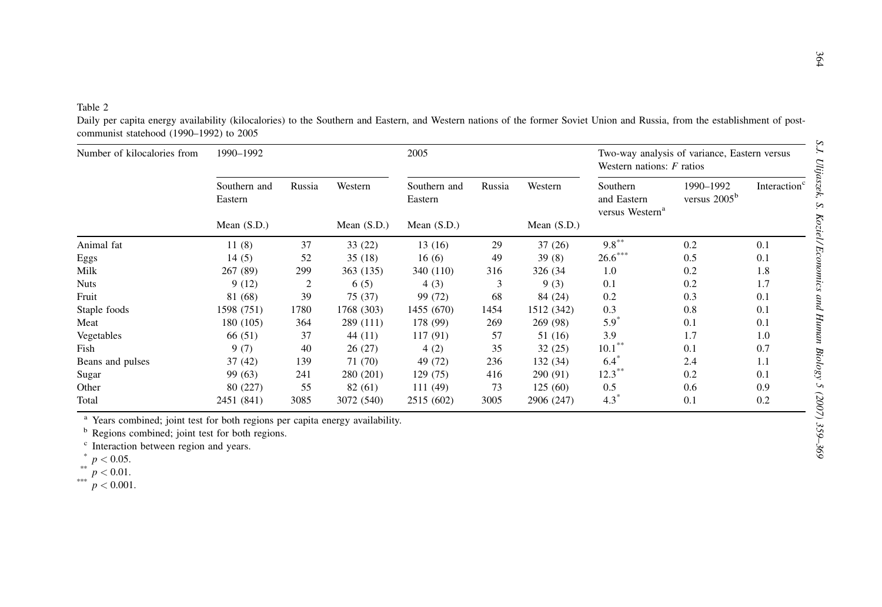Table 2

Daily per capita energy availability (kilocalories) to the Southern and Eastern, and Western nations of the former Soviet Union and Russia, from the establishment of post-communist statehood (1990–1992) to 2005

| Number of kilocalories from | 1990–1992 | | | 2005 | | | Two-way analysis of variance, Eastern versus Western nations: $F$ ratios | | |
|---|---|---|---|---|---|---|---|---|---|
| | Southern and Eastern | Russia | Western | Southern and Eastern | Russia | Western | Southern and Eastern versus Western[a] | 1990–1992 versus 2005[b] | Interaction[c] |
| | Mean (S.D.) | | Mean (S.D.) | Mean (S.D.) | | Mean (S.D.) | | | |
| Animal fat | 11 (8) | 37 | 33 (22) | 13 (16) | 29 | 37 (26) | 9.8** | 0.2 | 0.1 |
| Eggs | 14 (5) | 52 | 35 (18) | 16 (6) | 49 | 39 (8) | 26.6*** | 0.5 | 0.1 |
| Milk | 267 (89) | 299 | 363 (135) | 340 (110) | 316 | 326 (34 | 1.0 | 0.2 | 1.8 |
| Nuts | 9 (12) | 2 | 6 (5) | 4 (3) | 3 | 9 (3) | 0.1 | 0.2 | 1.7 |
| Fruit | 81 (68) | 39 | 75 (37) | 99 (72) | 68 | 84 (24) | 0.2 | 0.3 | 0.1 |
| Staple foods | 1598 (751) | 1780 | 1768 (303) | 1455 (670) | 1454 | 1512 (342) | 0.3 | 0.8 | 0.1 |
| Meat | 180 (105) | 364 | 289 (111) | 178 (99) | 269 | 269 (98) | 5.9* | 0.1 | 0.1 |
| Vegetables | 66 (51) | 37 | 44 (11) | 117 (91) | 57 | 51 (16) | 3.9 | 1.7 | 1.0 |
| Fish | 9 (7) | 40 | 26 (27) | 4 (2) | 35 | 32 (25) | 10.1** | 0.1 | 0.7 |
| Beans and pulses | 37 (42) | 139 | 71 (70) | 49 (72) | 236 | 132 (34) | 6.4* | 2.4 | 1.1 |
| Sugar | 99 (63) | 241 | 280 (201) | 129 (75) | 416 | 290 (91) | 12.3** | 0.2 | 0.1 |
| Other | 80 (227) | 55 | 82 (61) | 111 (49) | 73 | 125 (60) | 0.5 | 0.6 | 0.9 |
| Total | 2451 (841) | 3085 | 3072 (540) | 2515 (602) | 3005 | 2906 (247) | 4.3* | 0.1 | 0.2 |

[a] Years combined; joint test for both regions per capita energy availability.

[b] Regions combined; joint test for both regions.

[c] Interaction between region and years.

* $p < 0.05$.

** $p < 0.01$.

*** $p < 0.001$.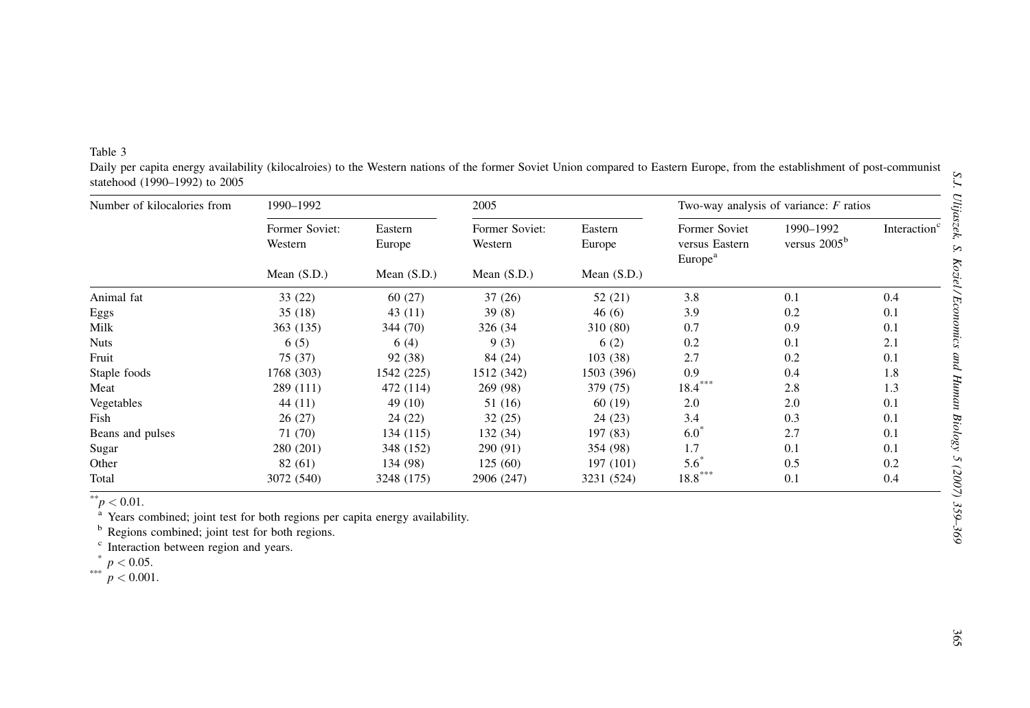Table 3

Daily per capita energy availability (kilocalroies) to the Western nations of the former Soviet Union compared to Eastern Europe, from the establishment of post-communist statehood (1990–1992) to 2005

| Number of kilocalories from | 1990–1992 | | 2005 | | Two-way analysis of variance: $F$ ratios | | |
|---|---|---|---|---|---|---|---|
| | Former Soviet: Western | Eastern Europe | Former Soviet: Western | Eastern Europe | Former Soviet versus Eastern Europe[a] | 1990–1992 versus 2005[b] | Interaction[c] |
| | Mean (S.D.) | Mean (S.D.) | Mean (S.D.) | Mean (S.D.) | | | |
| Animal fat | 33 (22) | 60 (27) | 37 (26) | 52 (21) | 3.8 | 0.1 | 0.4 |
| Eggs | 35 (18) | 43 (11) | 39 (8) | 46 (6) | 3.9 | 0.2 | 0.1 |
| Milk | 363 (135) | 344 (70) | 326 (34 | 310 (80) | 0.7 | 0.9 | 0.1 |
| Nuts | 6 (5) | 6 (4) | 9 (3) | 6 (2) | 0.2 | 0.1 | 2.1 |
| Fruit | 75 (37) | 92 (38) | 84 (24) | 103 (38) | 2.7 | 0.2 | 0.1 |
| Staple foods | 1768 (303) | 1542 (225) | 1512 (342) | 1503 (396) | 0.9 | 0.4 | 1.8 |
| Meat | 289 (111) | 472 (114) | 269 (98) | 379 (75) | 18.4*** | 2.8 | 1.3 |
| Vegetables | 44 (11) | 49 (10) | 51 (16) | 60 (19) | 2.0 | 2.0 | 0.1 |
| Fish | 26 (27) | 24 (22) | 32 (25) | 24 (23) | 3.4 | 0.3 | 0.1 |
| Beans and pulses | 71 (70) | 134 (115) | 132 (34) | 197 (83) | 6.0* | 2.7 | 0.1 |
| Sugar | 280 (201) | 348 (152) | 290 (91) | 354 (98) | 1.7 | 0.1 | 0.1 |
| Other | 82 (61) | 134 (98) | 125 (60) | 197 (101) | 5.6* | 0.5 | 0.2 |
| Total | 3072 (540) | 3248 (175) | 2906 (247) | 3231 (524) | 18.8*** | 0.1 | 0.4 |

** $p < 0.01$.

[a] Years combined; joint test for both regions per capita energy availability.

[b] Regions combined; joint test for both regions.

[c] Interaction between region and years.

* $p < 0.05$.

*** $p < 0.001$.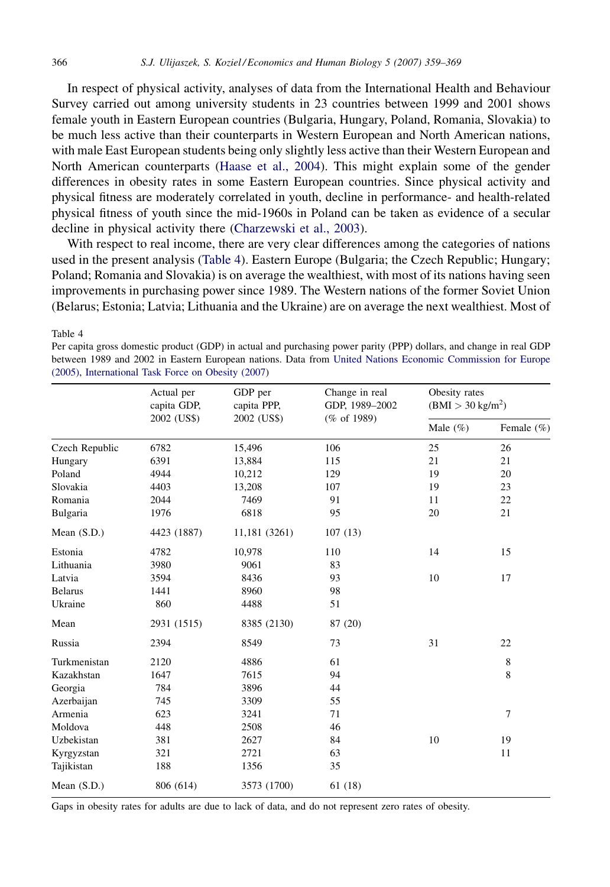In respect of physical activity, analyses of data from the International Health and Behaviour Survey carried out among university students in 23 countries between 1999 and 2001 shows female youth in Eastern European countries (Bulgaria, Hungary, Poland, Romania, Slovakia) to be much less active than their counterparts in Western European and North American nations, with male East European students being only slightly less active than their Western European and North American counterparts (Haase et al., 2004). This might explain some of the gender differences in obesity rates in some Eastern European countries. Since physical activity and physical fitness are moderately correlated in youth, decline in performance- and health-related physical fitness of youth since the mid-1960s in Poland can be taken as evidence of a secular decline in physical activity there (Charzewski et al., 2003).

With respect to real income, there are very clear differences among the categories of nations used in the present analysis (Table 4). Eastern Europe (Bulgaria; the Czech Republic; Hungary; Poland; Romania and Slovakia) is on average the wealthiest, with most of its nations having seen improvements in purchasing power since 1989. The Western nations of the former Soviet Union (Belarus; Estonia; Latvia; Lithuania and the Ukraine) are on average the next wealthiest. Most of

Table 4

Per capita gross domestic product (GDP) in actual and purchasing power parity (PPP) dollars, and change in real GDP between 1989 and 2002 in Eastern European nations. Data from United Nations Economic Commission for Europe (2005), International Task Force on Obesity (2007)

| | Actual per capita GDP, 2002 (US$) | GDP per capita PPP, 2002 (US$) | Change in real GDP, 1989–2002 (% of 1989) | Obesity rates (BMI > 30 kg/m$^2$) | |
|---|---|---|---|---|---|
| | | | | Male (%) | Female (%) |
| Czech Republic | 6782 | 15,496 | 106 | 25 | 26 |
| Hungary | 6391 | 13,884 | 115 | 21 | 21 |
| Poland | 4944 | 10,212 | 129 | 19 | 20 |
| Slovakia | 4403 | 13,208 | 107 | 19 | 23 |
| Romania | 2044 | 7469 | 91 | 11 | 22 |
| Bulgaria | 1976 | 6818 | 95 | 20 | 21 |
| Mean (S.D.) | 4423 (1887) | 11,181 (3261) | 107 (13) | | |
| Estonia | 4782 | 10,978 | 110 | 14 | 15 |
| Lithuania | 3980 | 9061 | 83 | | |
| Latvia | 3594 | 8436 | 93 | 10 | 17 |
| Belarus | 1441 | 8960 | 98 | | |
| Ukraine | 860 | 4488 | 51 | | |
| Mean | 2931 (1515) | 8385 (2130) | 87 (20) | | |
| Russia | 2394 | 8549 | 73 | 31 | 22 |
| Turkmenistan | 2120 | 4886 | 61 | | 8 |
| Kazakhstan | 1647 | 7615 | 94 | | 8 |
| Georgia | 784 | 3896 | 44 | | |
| Azerbaijan | 745 | 3309 | 55 | | |
| Armenia | 623 | 3241 | 71 | | 7 |
| Moldova | 448 | 2508 | 46 | | |
| Uzbekistan | 381 | 2627 | 84 | 10 | 19 |
| Kyrgyzstan | 321 | 2721 | 63 | | 11 |
| Tajikistan | 188 | 1356 | 35 | | |
| Mean (S.D.) | 806 (614) | 3573 (1700) | 61 (18) | | |

Gaps in obesity rates for adults are due to lack of data, and do not represent zero rates of obesity.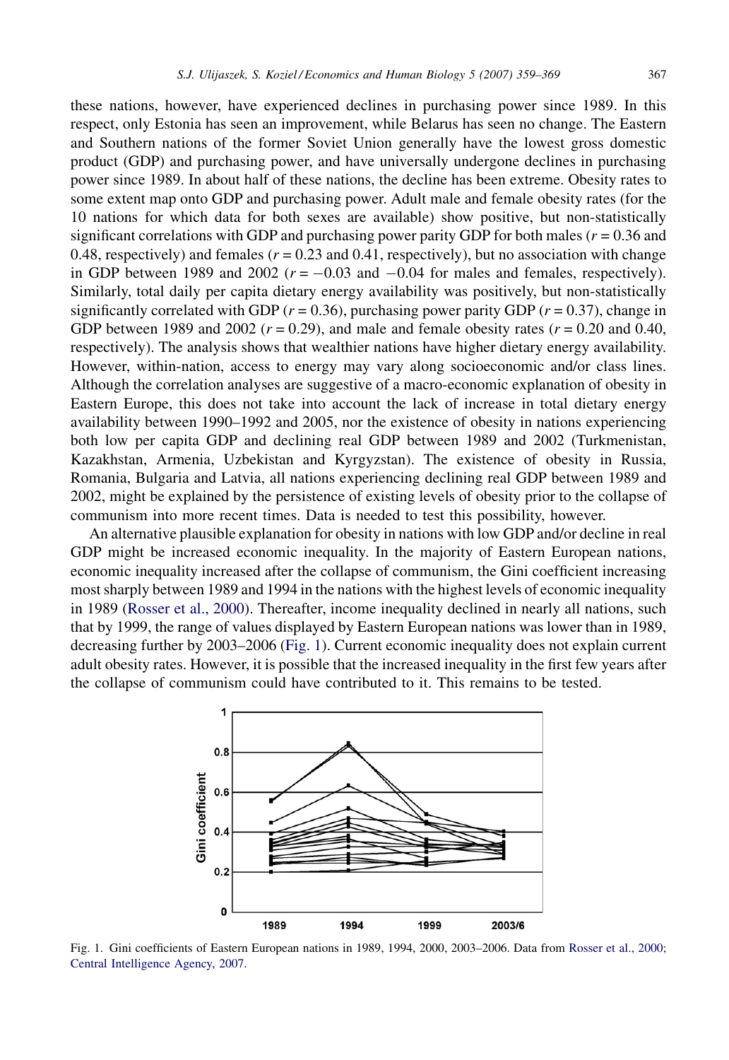these nations, however, have experienced declines in purchasing power since 1989. In this respect, only Estonia has seen an improvement, while Belarus has seen no change. The Eastern and Southern nations of the former Soviet Union generally have the lowest gross domestic product (GDP) and purchasing power, and have universally undergone declines in purchasing power since 1989. In about half of these nations, the decline has been extreme. Obesity rates to some extent map onto GDP and purchasing power. Adult male and female obesity rates (for the 10 nations for which data for both sexes are available) show positive, but non-statistically significant correlations with GDP and purchasing power parity GDP for both males ($r = 0.36$ and 0.48, respectively) and females ($r = 0.23$ and 0.41, respectively), but no association with change in GDP between 1989 and 2002 ($r = -0.03$ and $-0.04$ for males and females, respectively). Similarly, total daily per capita dietary energy availability was positively, but non-statistically significantly correlated with GDP ($r = 0.36$), purchasing power parity GDP ($r = 0.37$), change in GDP between 1989 and 2002 ($r = 0.29$), and male and female obesity rates ($r = 0.20$ and 0.40, respectively). The analysis shows that wealthier nations have higher dietary energy availability. However, within-nation, access to energy may vary along socioeconomic and/or class lines. Although the correlation analyses are suggestive of a macro-economic explanation of obesity in Eastern Europe, this does not take into account the lack of increase in total dietary energy availability between 1990–1992 and 2005, nor the existence of obesity in nations experiencing both low per capita GDP and declining real GDP between 1989 and 2002 (Turkmenistan, Kazakhstan, Armenia, Uzbekistan and Kyrgyzstan). The existence of obesity in Russia, Romania, Bulgaria and Latvia, all nations experiencing declining real GDP between 1989 and 2002, might be explained by the persistence of existing levels of obesity prior to the collapse of communism into more recent times. Data is needed to test this possibility, however.

An alternative plausible explanation for obesity in nations with low GDP and/or decline in real GDP might be increased economic inequality. In the majority of Eastern European nations, economic inequality increased after the collapse of communism, the Gini coefficient increasing most sharply between 1989 and 1994 in the nations with the highest levels of economic inequality in 1989 (Rosser et al., 2000). Thereafter, income inequality declined in nearly all nations, such that by 1999, the range of values displayed by Eastern European nations was lower than in 1989, decreasing further by 2003–2006 (Fig. 1). Current economic inequality does not explain current adult obesity rates. However, it is possible that the increased inequality in the first few years after the collapse of communism could have contributed to it. This remains to be tested.

Fig. 1. Gini coefficients of Eastern European nations in 1989, 1994, 2000, 2003–2006. Data from Rosser et al., 2000; Central Intelligence Agency, 2007.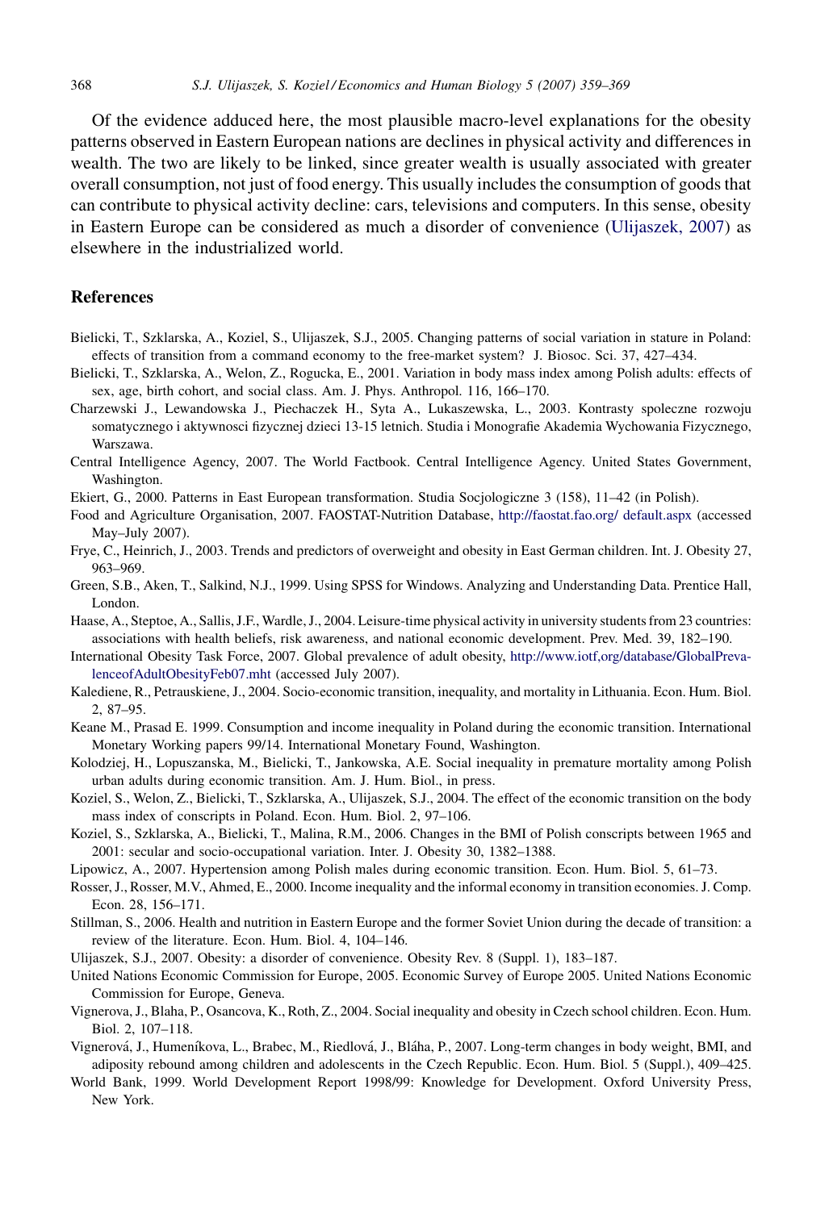Of the evidence adduced here, the most plausible macro-level explanations for the obesity patterns observed in Eastern European nations are declines in physical activity and differences in wealth. The two are likely to be linked, since greater wealth is usually associated with greater overall consumption, not just of food energy. This usually includes the consumption of goods that can contribute to physical activity decline: cars, televisions and computers. In this sense, obesity in Eastern Europe can be considered as much a disorder of convenience (Ulijaszek, 2007) as elsewhere in the industrialized world.

## References

Bielicki, T., Szklarska, A., Koziel, S., Ulijaszek, S.J., 2005. Changing patterns of social variation in stature in Poland: effects of transition from a command economy to the free-market system? J. Biosoc. Sci. 37, 427–434.

Bielicki, T., Szklarska, A., Welon, Z., Rogucka, E., 2001. Variation in body mass index among Polish adults: effects of sex, age, birth cohort, and social class. Am. J. Phys. Anthropol. 116, 166–170.

Charzewski J., Lewandowska J., Piechaczek H., Syta A., Lukaszewska, L., 2003. Kontrasty spoleczne rozwoju somatycznego i aktywnosci fizycznej dzieci 13-15 letnich. Studia i Monografie Akademia Wychowania Fizycznego, Warszawa.

Central Intelligence Agency, 2007. The World Factbook. Central Intelligence Agency. United States Government, Washington.

Ekiert, G., 2000. Patterns in East European transformation. Studia Socjologiczne 3 (158), 11–42 (in Polish).

Food and Agriculture Organisation, 2007. FAOSTAT-Nutrition Database, http://faostat.fao.org/ default.aspx (accessed May–July 2007).

Frye, C., Heinrich, J., 2003. Trends and predictors of overweight and obesity in East German children. Int. J. Obesity 27, 963–969.

Green, S.B., Aken, T., Salkind, N.J., 1999. Using SPSS for Windows. Analyzing and Understanding Data. Prentice Hall, London.

Haase, A., Steptoe, A., Sallis, J.F., Wardle, J., 2004. Leisure-time physical activity in university students from 23 countries: associations with health beliefs, risk awareness, and national economic development. Prev. Med. 39, 182–190.

International Obesity Task Force, 2007. Global prevalence of adult obesity, http://www.iotf,org/database/GlobalPrevalenceofAdultObesityFeb07.mht (accessed July 2007).

Kalediene, R., Petrauskiene, J., 2004. Socio-economic transition, inequality, and mortality in Lithuania. Econ. Hum. Biol. 2, 87–95.

Keane M., Prasad E. 1999. Consumption and income inequality in Poland during the economic transition. International Monetary Working papers 99/14. International Monetary Found, Washington.

Kolodziej, H., Lopuszanska, M., Bielicki, T., Jankowska, A.E. Social inequality in premature mortality among Polish urban adults during economic transition. Am. J. Hum. Biol., in press.

Koziel, S., Welon, Z., Bielicki, T., Szklarska, A., Ulijaszek, S.J., 2004. The effect of the economic transition on the body mass index of conscripts in Poland. Econ. Hum. Biol. 2, 97–106.

Koziel, S., Szklarska, A., Bielicki, T., Malina, R.M., 2006. Changes in the BMI of Polish conscripts between 1965 and 2001: secular and socio-occupational variation. Inter. J. Obesity 30, 1382–1388.

Lipowicz, A., 2007. Hypertension among Polish males during economic transition. Econ. Hum. Biol. 5, 61–73.

Rosser, J., Rosser, M.V., Ahmed, E., 2000. Income inequality and the informal economy in transition economies. J. Comp. Econ. 28, 156–171.

Stillman, S., 2006. Health and nutrition in Eastern Europe and the former Soviet Union during the decade of transition: a review of the literature. Econ. Hum. Biol. 4, 104–146.

Ulijaszek, S.J., 2007. Obesity: a disorder of convenience. Obesity Rev. 8 (Suppl. 1), 183–187.

United Nations Economic Commission for Europe, 2005. Economic Survey of Europe 2005. United Nations Economic Commission for Europe, Geneva.

Vignerova, J., Blaha, P., Osancova, K., Roth, Z., 2004. Social inequality and obesity in Czech school children. Econ. Hum. Biol. 2, 107–118.

Vignerová, J., Humeníkova, L., Brabec, M., Riedlová, J., Bláha, P., 2007. Long-term changes in body weight, BMI, and adiposity rebound among children and adolescents in the Czech Republic. Econ. Hum. Biol. 5 (Suppl.), 409–425.

World Bank, 1999. World Development Report 1998/99: Knowledge for Development. Oxford University Press, New York.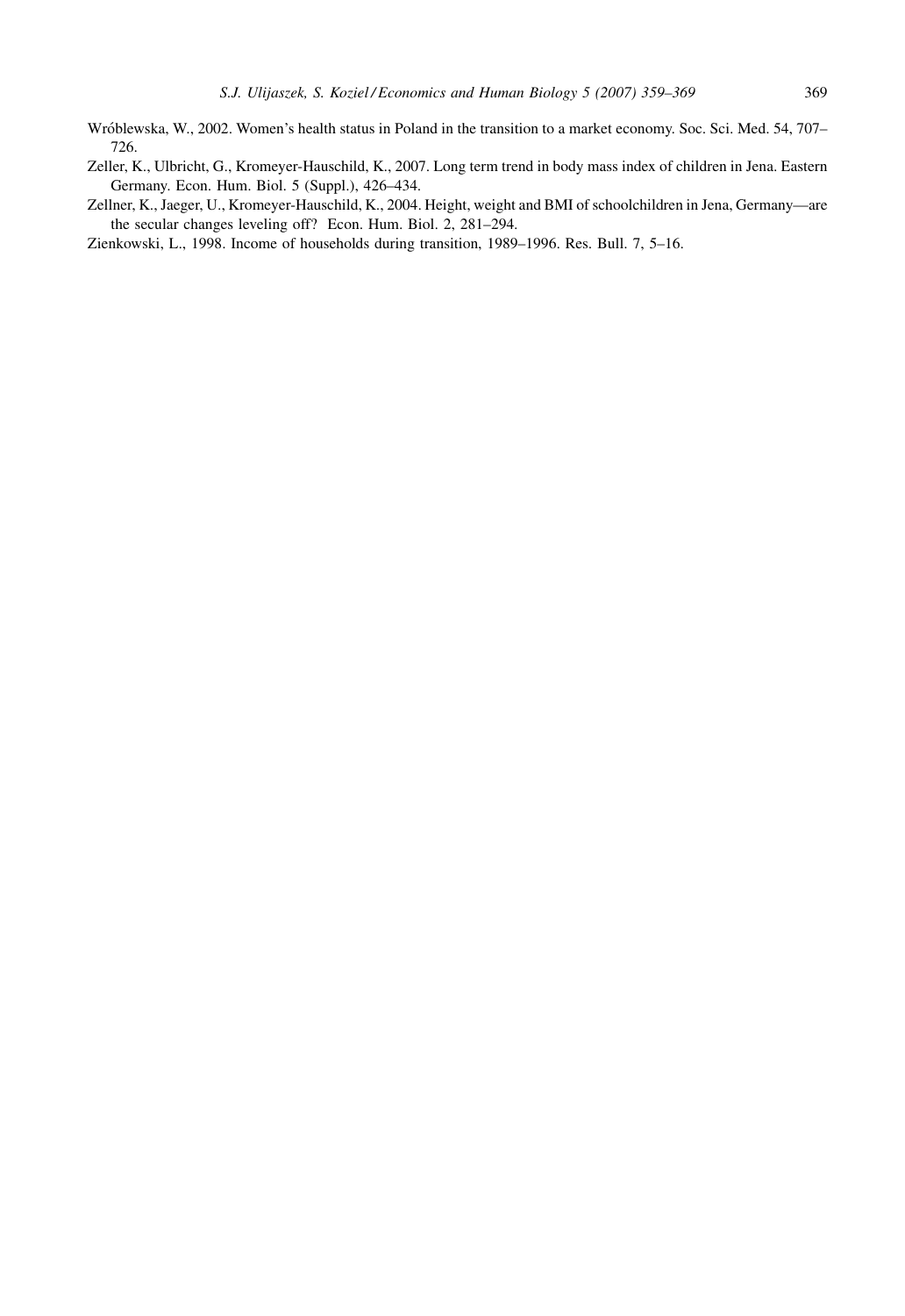Wróblewska, W., 2002. Women's health status in Poland in the transition to a market economy. Soc. Sci. Med. 54, 707–726.

Zeller, K., Ulbricht, G., Kromeyer-Hauschild, K., 2007. Long term trend in body mass index of children in Jena. Eastern Germany. Econ. Hum. Biol. 5 (Suppl.), 426–434.

Zellner, K., Jaeger, U., Kromeyer-Hauschild, K., 2004. Height, weight and BMI of schoolchildren in Jena, Germany—are the secular changes leveling off? Econ. Hum. Biol. 2, 281–294.

Zienkowski, L., 1998. Income of households during transition, 1989–1996. Res. Bull. 7, 5–16.